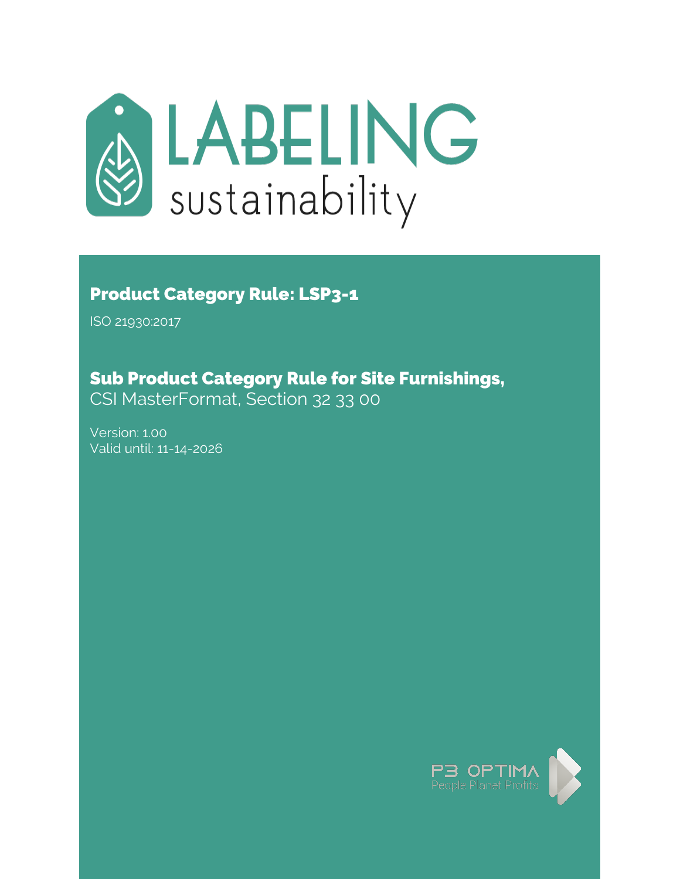LABELING sustainability

# Product Category Rule: LSP3-1

ISO 21930:2017

## Sub Product Category Rule for Site Furnishings,

CSI MasterFormat, Section 32 33 00

Version: 1.00
Valid until: 11-14-2026

P3 OPTIMA
People Planet Profits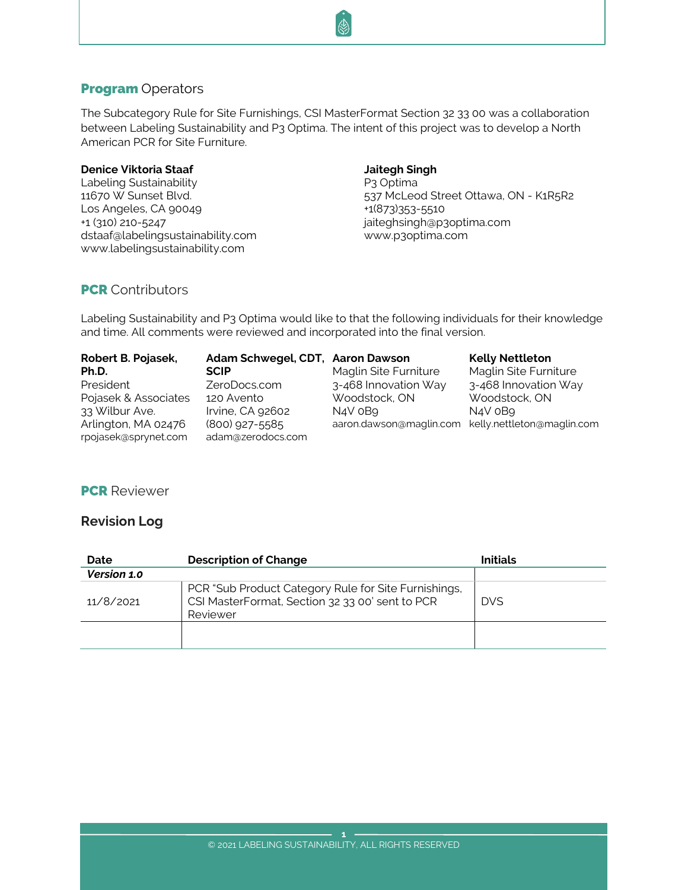## **Program** Operators

The Subcategory Rule for Site Furnishings, CSI MasterFormat Section 32 33 00 was a collaboration between Labeling Sustainability and P3 Optima. The intent of this project was to develop a North American PCR for Site Furniture.

**Denice Viktoria Staaf**
Labeling Sustainability
11670 W Sunset Blvd.
Los Angeles, CA 90049
+1 (310) 210-5247
dstaaf@labelingsustainability.com
www.labelingsustainability.com

**Jaitegh Singh**
P3 Optima
537 McLeod Street Ottawa, ON - K1R5R2
+1(873)353-5510
jaiteghsingh@p3optima.com
www.p3optima.com

## **PCR** Contributors

Labeling Sustainability and P3 Optima would like to that the following individuals for their knowledge and time. All comments were reviewed and incorporated into the final version.

**Robert B. Pojasek, Ph.D.**
President
Pojasek & Associates
33 Wilbur Ave.
Arlington, MA 02476
rpojasek@sprynet.com

**Adam Schwegel, CDT, SCIP**
ZeroDocs.com
120 Avento
Irvine, CA 92602
(800) 927-5585
adam@zerodocs.com

**Aaron Dawson**
Maglin Site Furniture
3-468 Innovation Way
Woodstock, ON
N4V 0B9
aaron.dawson@maglin.com

**Kelly Nettleton**
Maglin Site Furniture
3-468 Innovation Way
Woodstock, ON
N4V 0B9
kelly.nettleton@maglin.com

## **PCR** Reviewer

### Revision Log

| Date | Description of Change | Initials |
|---|---|---|
| ***Version 1.0*** | | |
| 11/8/2021 | PCR "Sub Product Category Rule for Site Furnishings, CSI MasterFormat, Section 32 33 00' sent to PCR Reviewer | DVS |
| | | |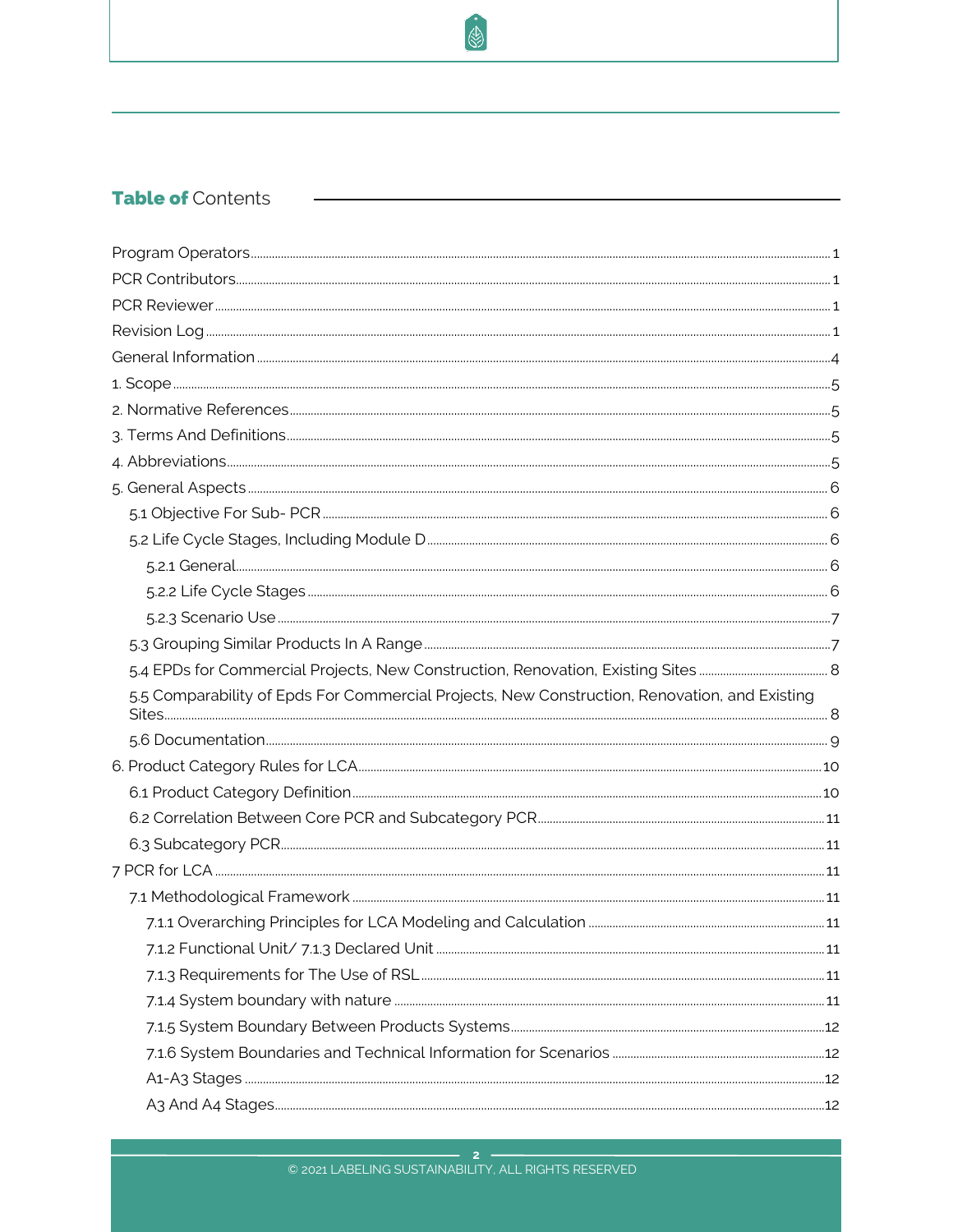## Table of Contents

Program Operators ..... 1
PCR Contributors ..... 1
PCR Reviewer ..... 1
Revision Log ..... 1
General Information ..... 4
1. Scope ..... 5
2. Normative References ..... 5
3. Terms And Definitions ..... 5
4. Abbreviations ..... 5
5. General Aspects ..... 6
- 5.1 Objective For Sub- PCR ..... 6
- 5.2 Life Cycle Stages, Including Module D ..... 6
  - 5.2.1 General ..... 6
  - 5.2.2 Life Cycle Stages ..... 6
  - 5.2.3 Scenario Use ..... 7
- 5.3 Grouping Similar Products In A Range ..... 7
- 5.4 EPDs for Commercial Projects, New Construction, Renovation, Existing Sites ..... 8
- 5.5 Comparability of Epds For Commercial Projects, New Construction, Renovation, and Existing Sites ..... 8
- 5.6 Documentation ..... 9

6. Product Category Rules for LCA ..... 10
- 6.1 Product Category Definition ..... 10
- 6.2 Correlation Between Core PCR and Subcategory PCR ..... 11
- 6.3 Subcategory PCR ..... 11

7 PCR for LCA ..... 11
- 7.1 Methodological Framework ..... 11
  - 7.1.1 Overarching Principles for LCA Modeling and Calculation ..... 11
  - 7.1.2 Functional Unit/ 7.1.3 Declared Unit ..... 11
  - 7.1.3 Requirements for The Use of RSL ..... 11
  - 7.1.4 System boundary with nature ..... 11
  - 7.1.5 System Boundary Between Products Systems ..... 12
  - 7.1.6 System Boundaries and Technical Information for Scenarios ..... 12
  - A1-A3 Stages ..... 12
  - A3 And A4 Stages ..... 12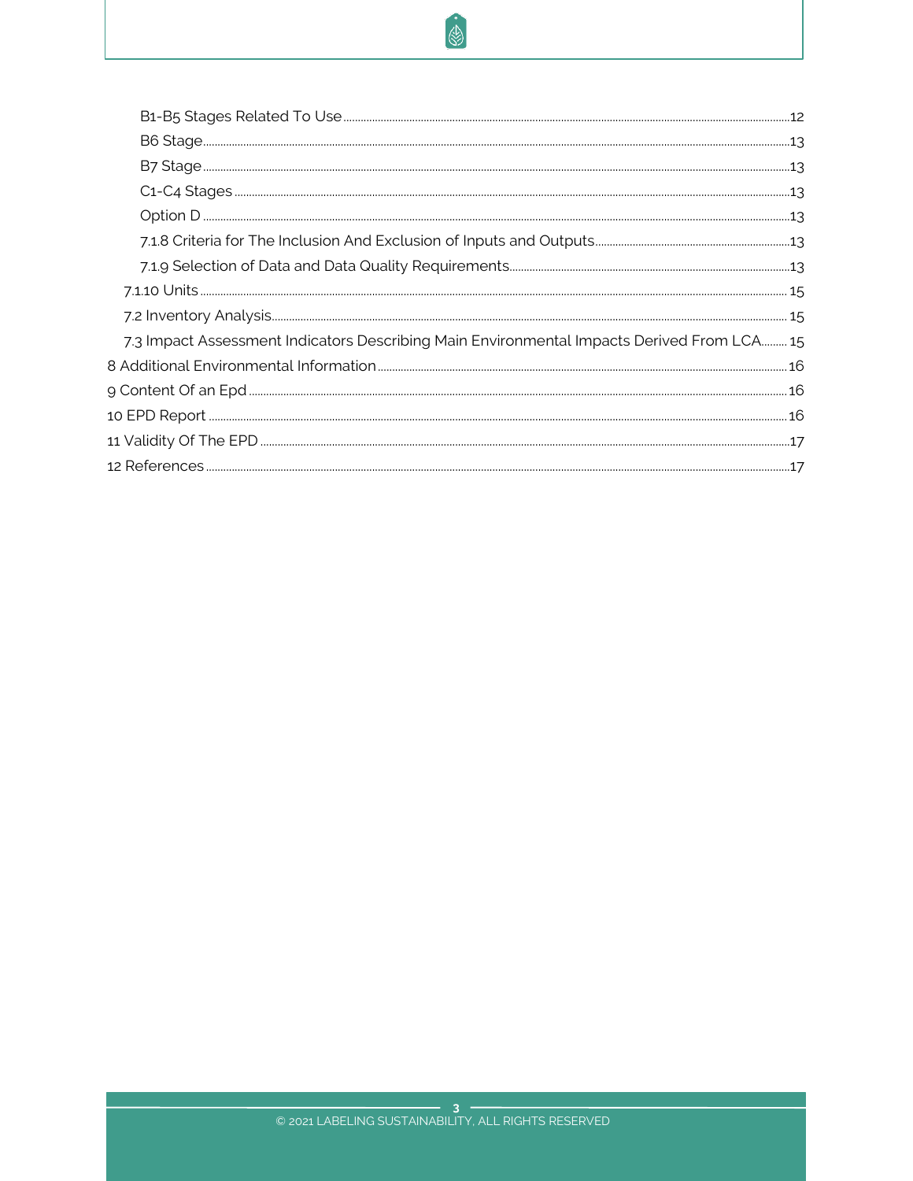- B1-B5 Stages Related To Use ... 12
- B6 Stage ... 13
- B7 Stage ... 13
- C1-C4 Stages ... 13
- Option D ... 13
- 7.1.8 Criteria for The Inclusion And Exclusion of Inputs and Outputs ... 13
- 7.1.9 Selection of Data and Data Quality Requirements ... 13
- 7.1.10 Units ... 15
- 7.2 Inventory Analysis ... 15
- 7.3 Impact Assessment Indicators Describing Main Environmental Impacts Derived From LCA ... 15
- 8 Additional Environmental Information ... 16
- 9 Content Of an Epd ... 16
- 10 EPD Report ... 16
- 11 Validity Of The EPD ... 17
- 12 References ... 17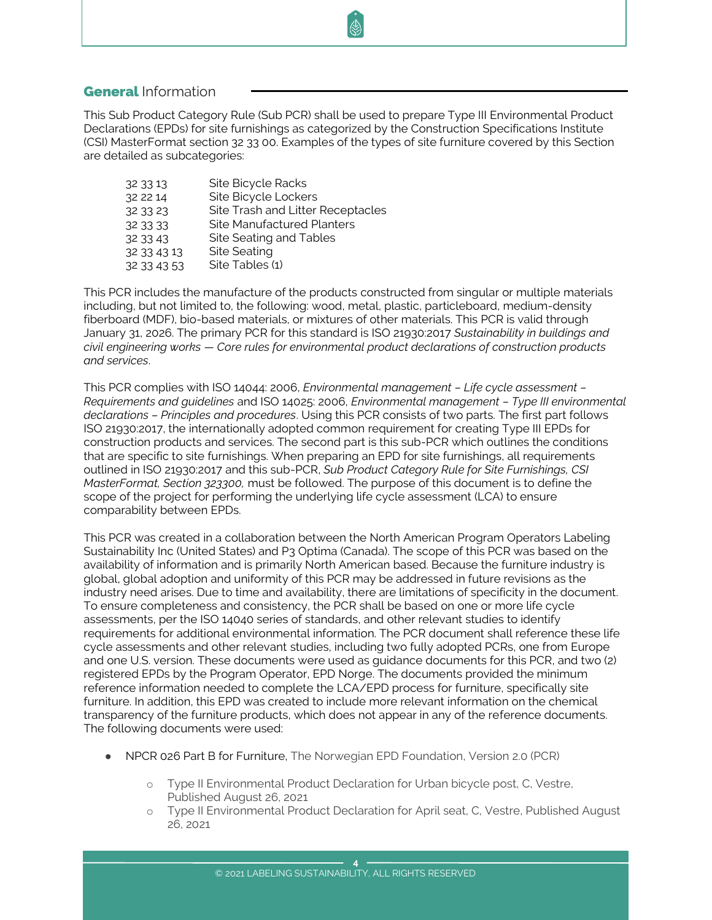## **General** Information

This Sub Product Category Rule (Sub PCR) shall be used to prepare Type III Environmental Product Declarations (EPDs) for site furnishings as categorized by the Construction Specifications Institute (CSI) MasterFormat section 32 33 00. Examples of the types of site furniture covered by this Section are detailed as subcategories:

| | |
|---|---|
| 32 33 13 | Site Bicycle Racks |
| 32 22 14 | Site Bicycle Lockers |
| 32 33 23 | Site Trash and Litter Receptacles |
| 32 33 33 | Site Manufactured Planters |
| 32 33 43 | Site Seating and Tables |
| 32 33 43 13 | Site Seating |
| 32 33 43 53 | Site Tables (1) |

This PCR includes the manufacture of the products constructed from singular or multiple materials including, but not limited to, the following: wood, metal, plastic, particleboard, medium-density fiberboard (MDF), bio-based materials, or mixtures of other materials. This PCR is valid through January 31, 2026. The primary PCR for this standard is ISO 21930:2017 *Sustainability in buildings and civil engineering works — Core rules for environmental product declarations of construction products and services*.

This PCR complies with ISO 14044: 2006, *Environmental management – Life cycle assessment – Requirements and guidelines* and ISO 14025: 2006, *Environmental management – Type III environmental declarations – Principles and procedures*. Using this PCR consists of two parts. The first part follows ISO 21930:2017, the internationally adopted common requirement for creating Type III EPDs for construction products and services. The second part is this sub-PCR which outlines the conditions that are specific to site furnishings. When preparing an EPD for site furnishings, all requirements outlined in ISO 21930:2017 and this sub-PCR, *Sub Product Category Rule for Site Furnishings, CSI MasterFormat, Section 323300,* must be followed. The purpose of this document is to define the scope of the project for performing the underlying life cycle assessment (LCA) to ensure comparability between EPDs.

This PCR was created in a collaboration between the North American Program Operators Labeling Sustainability Inc (United States) and P3 Optima (Canada). The scope of this PCR was based on the availability of information and is primarily North American based. Because the furniture industry is global, global adoption and uniformity of this PCR may be addressed in future revisions as the industry need arises. Due to time and availability, there are limitations of specificity in the document. To ensure completeness and consistency, the PCR shall be based on one or more life cycle assessments, per the ISO 14040 series of standards, and other relevant studies to identify requirements for additional environmental information. The PCR document shall reference these life cycle assessments and other relevant studies, including two fully adopted PCRs, one from Europe and one U.S. version. These documents were used as guidance documents for this PCR, and two (2) registered EPDs by the Program Operator, EPD Norge. The documents provided the minimum reference information needed to complete the LCA/EPD process for furniture, specifically site furniture. In addition, this EPD was created to include more relevant information on the chemical transparency of the furniture products, which does not appear in any of the reference documents. The following documents were used:

- NPCR 026 Part B for Furniture, The Norwegian EPD Foundation, Version 2.0 (PCR)
  - Type II Environmental Product Declaration for Urban bicycle post, C, Vestre, Published August 26, 2021
  - Type II Environmental Product Declaration for April seat, C, Vestre, Published August 26, 2021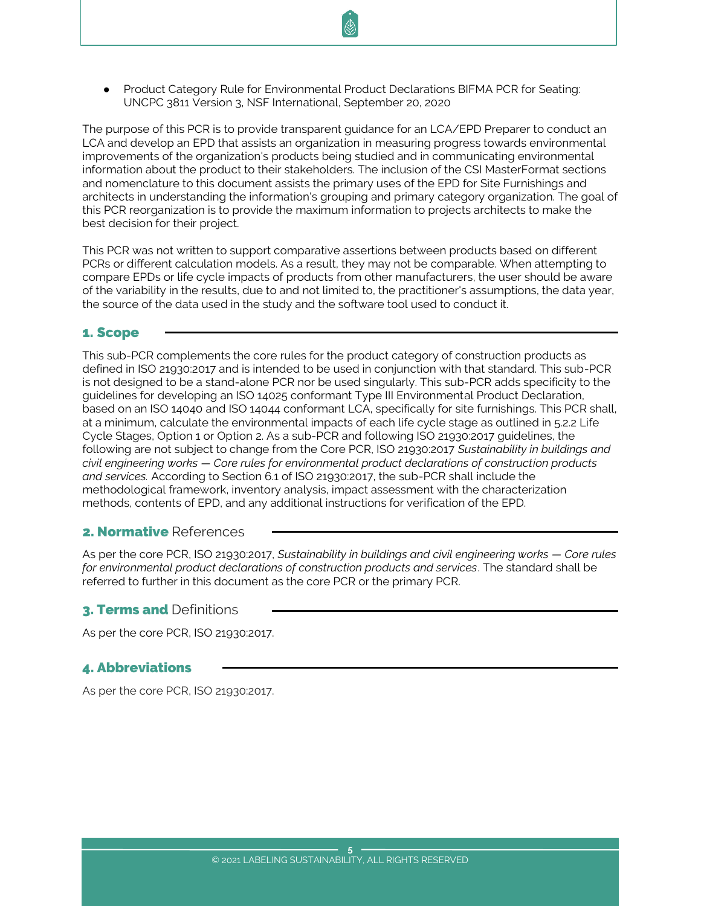- Product Category Rule for Environmental Product Declarations BIFMA PCR for Seating: UNCPC 3811 Version 3, NSF International, September 20, 2020

The purpose of this PCR is to provide transparent guidance for an LCA/EPD Preparer to conduct an LCA and develop an EPD that assists an organization in measuring progress towards environmental improvements of the organization's products being studied and in communicating environmental information about the product to their stakeholders. The inclusion of the CSI MasterFormat sections and nomenclature to this document assists the primary uses of the EPD for Site Furnishings and architects in understanding the information's grouping and primary category organization. The goal of this PCR reorganization is to provide the maximum information to projects architects to make the best decision for their project.

This PCR was not written to support comparative assertions between products based on different PCRs or different calculation models. As a result, they may not be comparable. When attempting to compare EPDs or life cycle impacts of products from other manufacturers, the user should be aware of the variability in the results, due to and not limited to, the practitioner's assumptions, the data year, the source of the data used in the study and the software tool used to conduct it.

## 1. Scope

This sub-PCR complements the core rules for the product category of construction products as defined in ISO 21930:2017 and is intended to be used in conjunction with that standard. This sub-PCR is not designed to be a stand-alone PCR nor be used singularly. This sub-PCR adds specificity to the guidelines for developing an ISO 14025 conformant Type III Environmental Product Declaration, based on an ISO 14040 and ISO 14044 conformant LCA, specifically for site furnishings. This PCR shall, at a minimum, calculate the environmental impacts of each life cycle stage as outlined in 5.2.2 Life Cycle Stages, Option 1 or Option 2. As a sub-PCR and following ISO 21930:2017 guidelines, the following are not subject to change from the Core PCR, ISO 21930:2017 *Sustainability in buildings and civil engineering works — Core rules for environmental product declarations of construction products and services.* According to Section 6.1 of ISO 21930:2017, the sub-PCR shall include the methodological framework, inventory analysis, impact assessment with the characterization methods, contents of EPD, and any additional instructions for verification of the EPD.

## 2. Normative References

As per the core PCR, ISO 21930:2017, *Sustainability in buildings and civil engineering works — Core rules for environmental product declarations of construction products and services*. The standard shall be referred to further in this document as the core PCR or the primary PCR.

## 3. Terms and Definitions

As per the core PCR, ISO 21930:2017.

## 4. Abbreviations

As per the core PCR, ISO 21930:2017.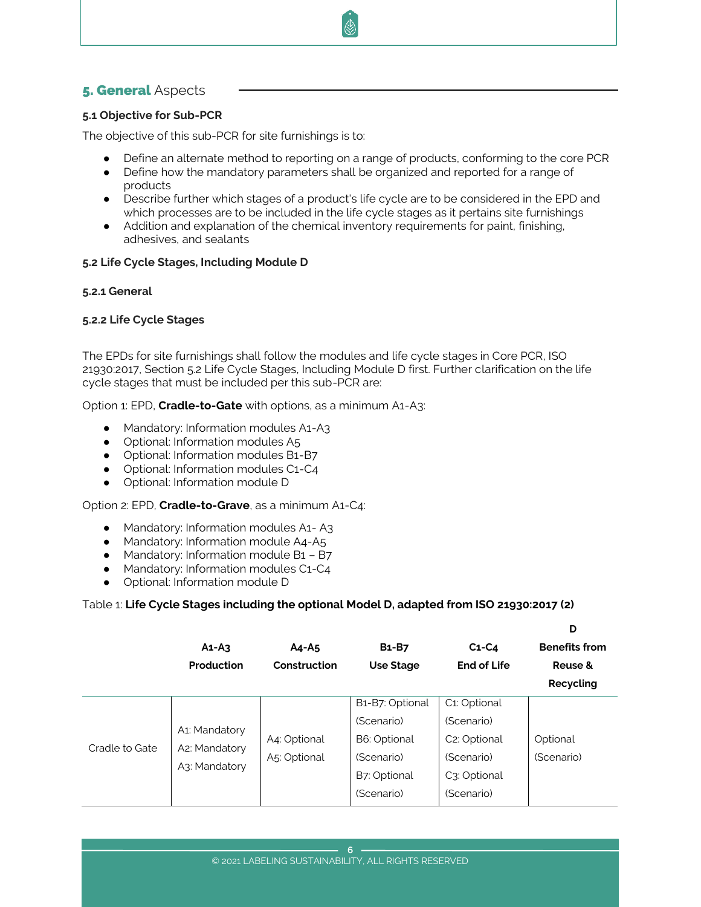## 5. **General** Aspects

### 5.1 Objective for Sub-PCR

The objective of this sub-PCR for site furnishings is to:

- Define an alternate method to reporting on a range of products, conforming to the core PCR
- Define how the mandatory parameters shall be organized and reported for a range of products
- Describe further which stages of a product's life cycle are to be considered in the EPD and which processes are to be included in the life cycle stages as it pertains site furnishings
- Addition and explanation of the chemical inventory requirements for paint, finishing, adhesives, and sealants

### 5.2 Life Cycle Stages, Including Module D

#### 5.2.1 General

#### 5.2.2 Life Cycle Stages

The EPDs for site furnishings shall follow the modules and life cycle stages in Core PCR, ISO 21930:2017, Section 5.2 Life Cycle Stages, Including Module D first. Further clarification on the life cycle stages that must be included per this sub-PCR are:

Option 1: EPD, **Cradle-to-Gate** with options, as a minimum A1-A3:

- Mandatory: Information modules A1-A3
- Optional: Information modules A5
- Optional: Information modules B1-B7
- Optional: Information modules C1-C4
- Optional: Information module D

Option 2: EPD, **Cradle-to-Grave**, as a minimum A1-C4:

- Mandatory: Information modules A1- A3
- Mandatory: Information module A4-A5
- Mandatory: Information module B1 – B7
- Mandatory: Information modules C1-C4
- Optional: Information module D

Table 1: **Life Cycle Stages including the optional Model D, adapted from ISO 21930:2017 (2)**

| | **A1-A3 Production** | **A4-A5 Construction** | **B1-B7 Use Stage** | **C1-C4 End of Life** | **D Benefits from Reuse & Recycling** |
|---|---|---|---|---|---|
| Cradle to Gate | A1: Mandatory<br>A2: Mandatory<br>A3: Mandatory | A4: Optional<br>A5: Optional | B1-B7: Optional (Scenario)<br>B6: Optional (Scenario)<br>B7: Optional (Scenario) | C1: Optional (Scenario)<br>C2: Optional (Scenario)<br>C3: Optional (Scenario) | Optional (Scenario) |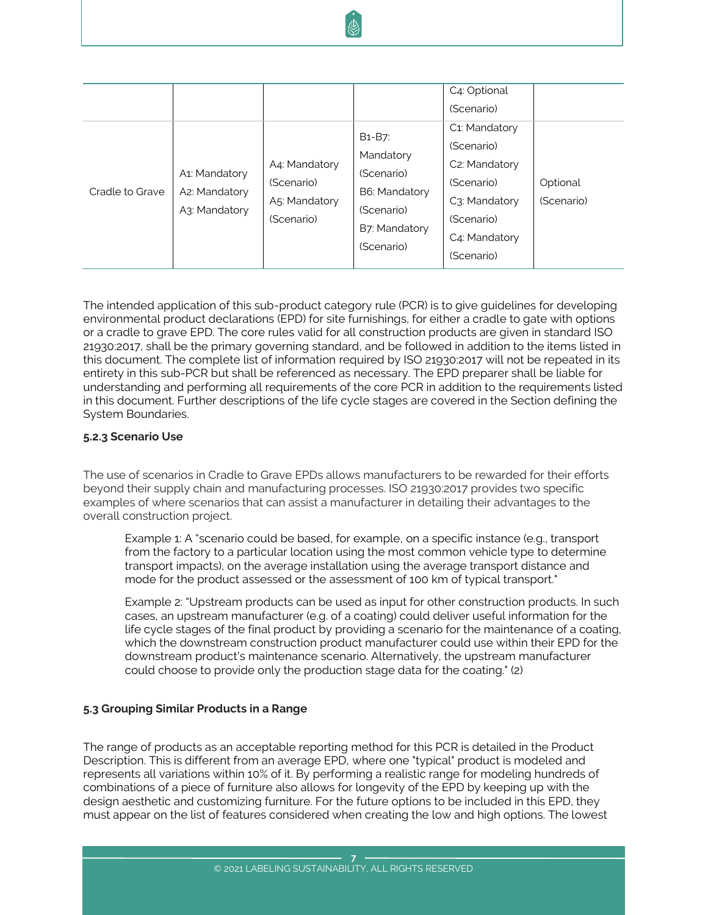|  |  |  |  | C4: Optional (Scenario) |  |
|---|---|---|---|---|---|
| Cradle to Grave | A1: Mandatory<br>A2: Mandatory<br>A3: Mandatory | A4: Mandatory (Scenario)<br>A5: Mandatory (Scenario) | B1-B7: Mandatory (Scenario)<br>B6: Mandatory (Scenario)<br>B7: Mandatory (Scenario) | C1: Mandatory (Scenario)<br>C2: Mandatory (Scenario)<br>C3: Mandatory (Scenario)<br>C4: Mandatory (Scenario) | Optional (Scenario) |

The intended application of this sub-product category rule (PCR) is to give guidelines for developing environmental product declarations (EPD) for site furnishings, for either a cradle to gate with options or a cradle to grave EPD. The core rules valid for all construction products are given in standard ISO 21930:2017, shall be the primary governing standard, and be followed in addition to the items listed in this document. The complete list of information required by ISO 21930:2017 will not be repeated in its entirety in this sub-PCR but shall be referenced as necessary. The EPD preparer shall be liable for understanding and performing all requirements of the core PCR in addition to the requirements listed in this document. Further descriptions of the life cycle stages are covered in the Section defining the System Boundaries.

#### 5.2.3 Scenario Use

The use of scenarios in Cradle to Grave EPDs allows manufacturers to be rewarded for their efforts beyond their supply chain and manufacturing processes. ISO 21930:2017 provides two specific examples of where scenarios that can assist a manufacturer in detailing their advantages to the overall construction project.

> Example 1: A "scenario could be based, for example, on a specific instance (e.g., transport from the factory to a particular location using the most common vehicle type to determine transport impacts), on the average installation using the average transport distance and mode for the product assessed or the assessment of 100 km of typical transport."
>
> Example 2: "Upstream products can be used as input for other construction products. In such cases, an upstream manufacturer (e.g. of a coating) could deliver useful information for the life cycle stages of the final product by providing a scenario for the maintenance of a coating, which the downstream construction product manufacturer could use within their EPD for the downstream product's maintenance scenario. Alternatively, the upstream manufacturer could choose to provide only the production stage data for the coating." (2)

### 5.3 Grouping Similar Products in a Range

The range of products as an acceptable reporting method for this PCR is detailed in the Product Description. This is different from an average EPD, where one "typical" product is modeled and represents all variations within 10% of it. By performing a realistic range for modeling hundreds of combinations of a piece of furniture also allows for longevity of the EPD by keeping up with the design aesthetic and customizing furniture. For the future options to be included in this EPD, they must appear on the list of features considered when creating the low and high options. The lowest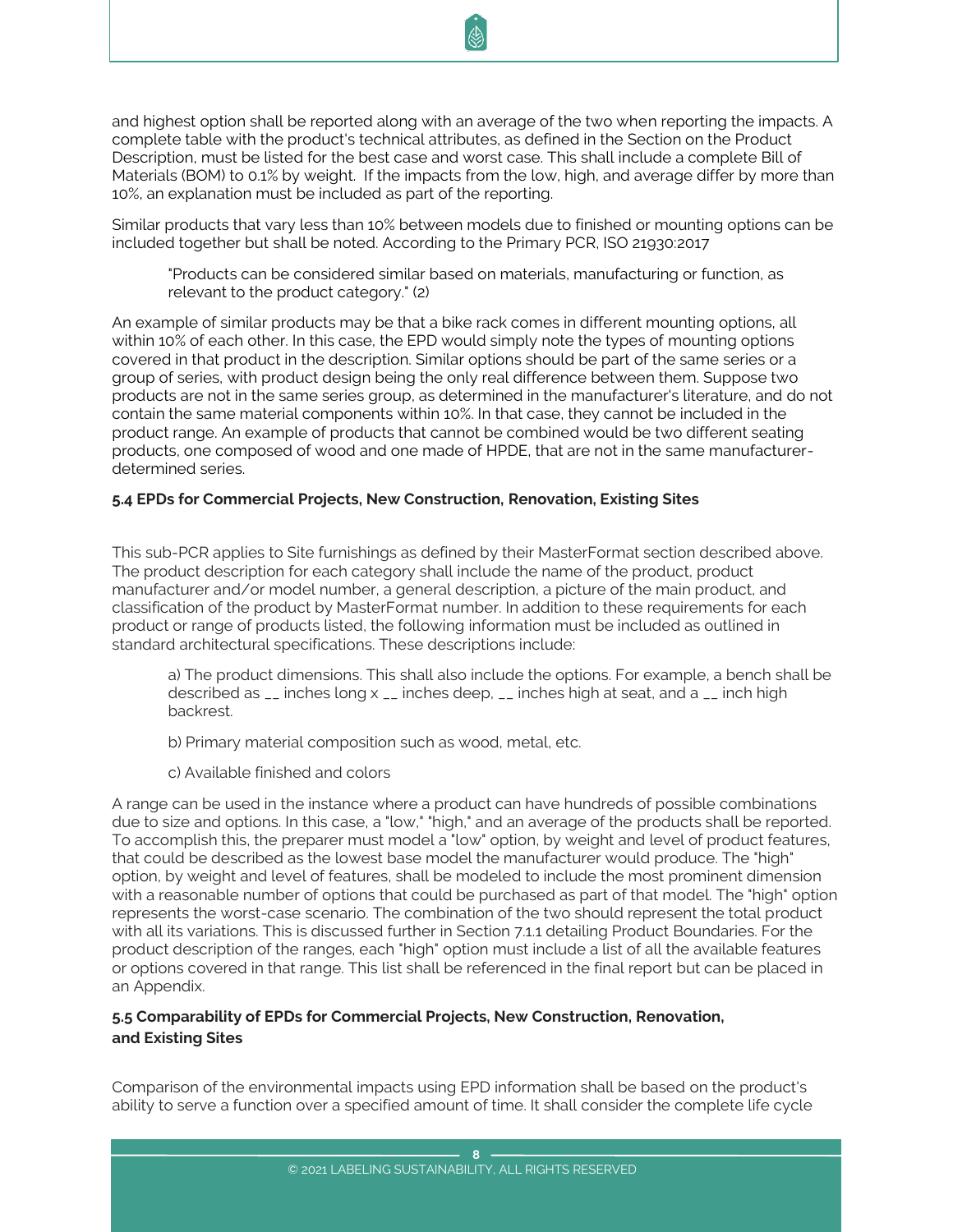and highest option shall be reported along with an average of the two when reporting the impacts. A complete table with the product's technical attributes, as defined in the Section on the Product Description, must be listed for the best case and worst case. This shall include a complete Bill of Materials (BOM) to 0.1% by weight.  If the impacts from the low, high, and average differ by more than 10%, an explanation must be included as part of the reporting.

Similar products that vary less than 10% between models due to finished or mounting options can be included together but shall be noted. According to the Primary PCR, ISO 21930:2017

> "Products can be considered similar based on materials, manufacturing or function, as relevant to the product category." (2)

An example of similar products may be that a bike rack comes in different mounting options, all within 10% of each other. In this case, the EPD would simply note the types of mounting options covered in that product in the description. Similar options should be part of the same series or a group of series, with product design being the only real difference between them. Suppose two products are not in the same series group, as determined in the manufacturer's literature, and do not contain the same material components within 10%. In that case, they cannot be included in the product range. An example of products that cannot be combined would be two different seating products, one composed of wood and one made of HPDE, that are not in the same manufacturer-determined series.

### 5.4 EPDs for Commercial Projects, New Construction, Renovation, Existing Sites

This sub-PCR applies to Site furnishings as defined by their MasterFormat section described above. The product description for each category shall include the name of the product, product manufacturer and/or model number, a general description, a picture of the main product, and classification of the product by MasterFormat number. In addition to these requirements for each product or range of products listed, the following information must be included as outlined in standard architectural specifications. These descriptions include:

> a) The product dimensions. This shall also include the options. For example, a bench shall be described as __ inches long x __ inches deep, __ inches high at seat, and a __ inch high backrest.
>
> b) Primary material composition such as wood, metal, etc.
>
> c) Available finished and colors

A range can be used in the instance where a product can have hundreds of possible combinations due to size and options. In this case, a "low," "high," and an average of the products shall be reported. To accomplish this, the preparer must model a "low" option, by weight and level of product features, that could be described as the lowest base model the manufacturer would produce. The "high" option, by weight and level of features, shall be modeled to include the most prominent dimension with a reasonable number of options that could be purchased as part of that model. The "high" option represents the worst-case scenario. The combination of the two should represent the total product with all its variations. This is discussed further in Section 7.1.1 detailing Product Boundaries. For the product description of the ranges, each "high" option must include a list of all the available features or options covered in that range. This list shall be referenced in the final report but can be placed in an Appendix.

### 5.5 Comparability of EPDs for Commercial Projects, New Construction, Renovation, and Existing Sites

Comparison of the environmental impacts using EPD information shall be based on the product's ability to serve a function over a specified amount of time. It shall consider the complete life cycle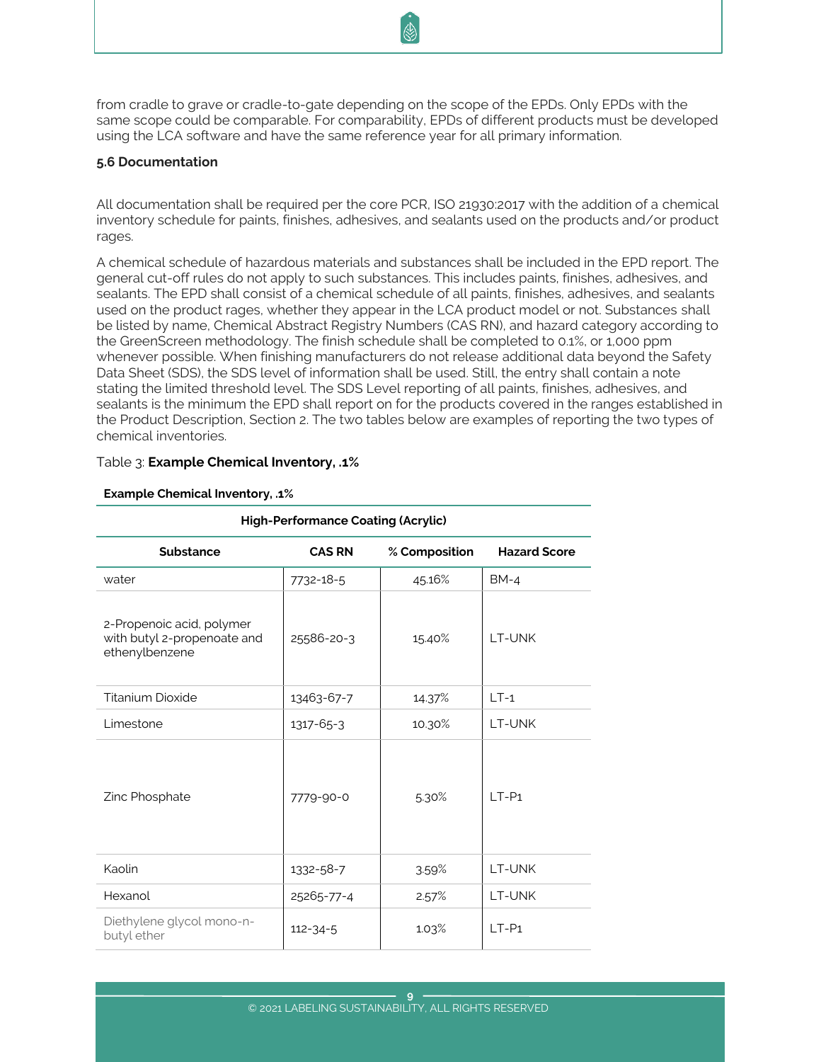from cradle to grave or cradle-to-gate depending on the scope of the EPDs. Only EPDs with the same scope could be comparable. For comparability, EPDs of different products must be developed using the LCA software and have the same reference year for all primary information.

**5.6 Documentation**

All documentation shall be required per the core PCR, ISO 21930:2017 with the addition of a chemical inventory schedule for paints, finishes, adhesives, and sealants used on the products and/or product rages.

A chemical schedule of hazardous materials and substances shall be included in the EPD report. The general cut-off rules do not apply to such substances. This includes paints, finishes, adhesives, and sealants. The EPD shall consist of a chemical schedule of all paints, finishes, adhesives, and sealants used on the product rages, whether they appear in the LCA product model or not. Substances shall be listed by name, Chemical Abstract Registry Numbers (CAS RN), and hazard category according to the GreenScreen methodology. The finish schedule shall be completed to 0.1%, or 1,000 ppm whenever possible. When finishing manufacturers do not release additional data beyond the Safety Data Sheet (SDS), the SDS level of information shall be used. Still, the entry shall contain a note stating the limited threshold level. The SDS Level reporting of all paints, finishes, adhesives, and sealants is the minimum the EPD shall report on for the products covered in the ranges established in the Product Description, Section 2. The two tables below are examples of reporting the two types of chemical inventories.

Table 3: **Example Chemical Inventory, .1%**

**Example Chemical Inventory, .1%**

| **High-Performance Coating (Acrylic)** | | | |
|---|---|---|---|
| **Substance** | **CAS RN** | **% Composition** | **Hazard Score** |
| water | 7732-18-5 | 45.16% | BM-4 |
| 2-Propenoic acid, polymer with butyl 2-propenoate and ethenylbenzene | 25586-20-3 | 15.40% | LT-UNK |
| Titanium Dioxide | 13463-67-7 | 14.37% | LT-1 |
| Limestone | 1317-65-3 | 10.30% | LT-UNK |
| Zinc Phosphate | 7779-90-0 | 5.30% | LT-P1 |
| Kaolin | 1332-58-7 | 3.59% | LT-UNK |
| Hexanol | 25265-77-4 | 2.57% | LT-UNK |
| Diethylene glycol mono-n-butyl ether | 112-34-5 | 1.03% | LT-P1 |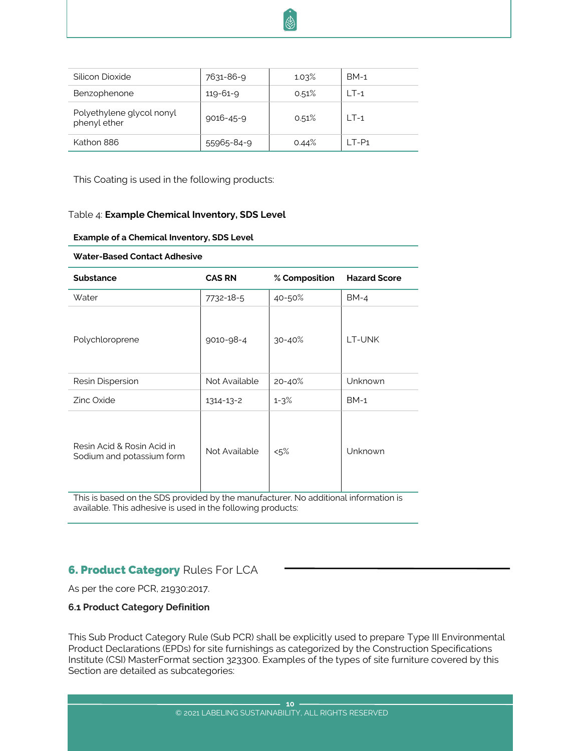| Silicon Dioxide | 7631-86-9 | 1.03% | BM-1 |
|---|---|---|---|
| Benzophenone | 119-61-9 | 0.51% | LT-1 |
| Polyethylene glycol nonyl phenyl ether | 9016-45-9 | 0.51% | LT-1 |
| Kathon 886 | 55965-84-9 | 0.44% | LT-P1 |

This Coating is used in the following products:

Table 4: **Example Chemical Inventory, SDS Level**

**Example of a Chemical Inventory, SDS Level**

**Water-Based Contact Adhesive**

| **Substance** | **CAS RN** | **% Composition** | **Hazard Score** |
|---|---|---|---|
| Water | 7732-18-5 | 40-50% | BM-4 |
| Polychloroprene | 9010-98-4 | 30-40% | LT-UNK |
| Resin Dispersion | Not Available | 20-40% | Unknown |
| Zinc Oxide | 1314-13-2 | 1-3% | BM-1 |
| Resin Acid & Rosin Acid in Sodium and potassium form | Not Available | <5% | Unknown |

This is based on the SDS provided by the manufacturer. No additional information is available. This adhesive is used in the following products:

## 6. Product Category Rules For LCA

As per the core PCR, 21930:2017.

### 6.1 Product Category Definition

This Sub Product Category Rule (Sub PCR) shall be explicitly used to prepare Type III Environmental Product Declarations (EPDs) for site furnishings as categorized by the Construction Specifications Institute (CSI) MasterFormat section 323300. Examples of the types of site furniture covered by this Section are detailed as subcategories: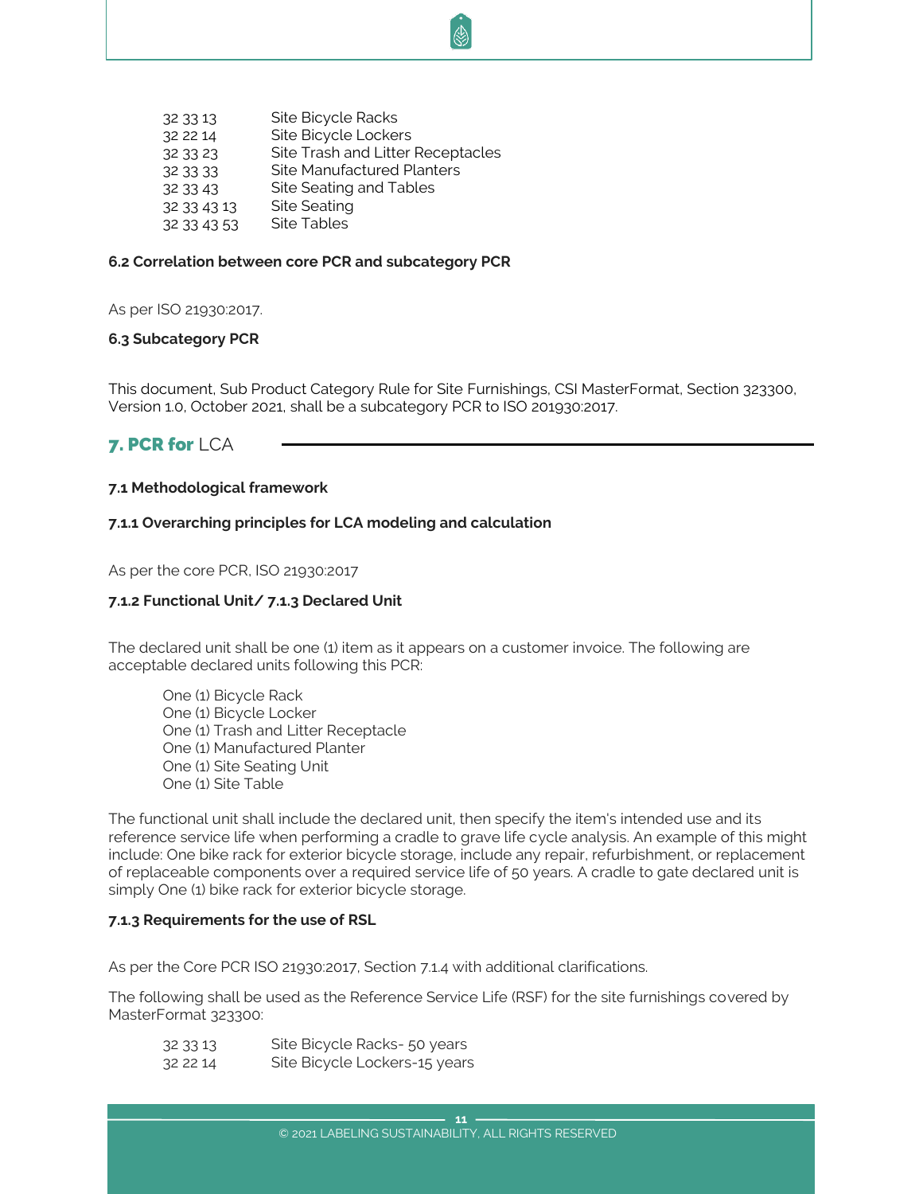| | |
|---|---|
| 32 33 13 | Site Bicycle Racks |
| 32 22 14 | Site Bicycle Lockers |
| 32 33 23 | Site Trash and Litter Receptacles |
| 32 33 33 | Site Manufactured Planters |
| 32 33 43 | Site Seating and Tables |
| 32 33 43 13 | Site Seating |
| 32 33 43 53 | Site Tables |

**6.2 Correlation between core PCR and subcategory PCR**

As per ISO 21930:2017.

**6.3 Subcategory PCR**

This document, Sub Product Category Rule for Site Furnishings, CSI MasterFormat, Section 323300, Version 1.0, October 2021, shall be a subcategory PCR to ISO 201930:2017.

## 7. PCR for LCA

**7.1 Methodological framework**

**7.1.1 Overarching principles for LCA modeling and calculation**

As per the core PCR, ISO 21930:2017

**7.1.2 Functional Unit/ 7.1.3 Declared Unit**

The declared unit shall be one (1) item as it appears on a customer invoice. The following are acceptable declared units following this PCR:

- One (1) Bicycle Rack
- One (1) Bicycle Locker
- One (1) Trash and Litter Receptacle
- One (1) Manufactured Planter
- One (1) Site Seating Unit
- One (1) Site Table

The functional unit shall include the declared unit, then specify the item's intended use and its reference service life when performing a cradle to grave life cycle analysis. An example of this might include: One bike rack for exterior bicycle storage, include any repair, refurbishment, or replacement of replaceable components over a required service life of 50 years. A cradle to gate declared unit is simply One (1) bike rack for exterior bicycle storage.

**7.1.3 Requirements for the use of RSL**

As per the Core PCR ISO 21930:2017, Section 7.1.4 with additional clarifications.

The following shall be used as the Reference Service Life (RSF) for the site furnishings covered by MasterFormat 323300:

| | |
|---|---|
| 32 33 13 | Site Bicycle Racks- 50 years |
| 32 22 14 | Site Bicycle Lockers-15 years |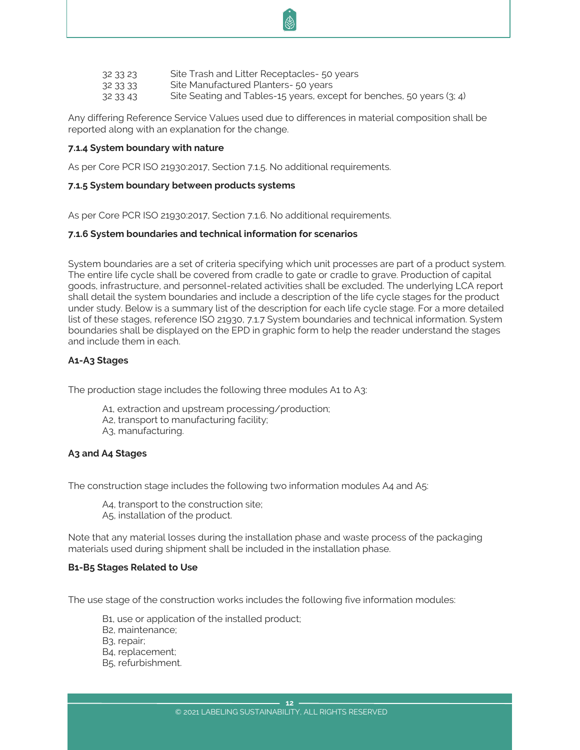| | |
|---|---|
| 32 33 23 | Site Trash and Litter Receptacles- 50 years |
| 32 33 33 | Site Manufactured Planters- 50 years |
| 32 33 43 | Site Seating and Tables-15 years, except for benches, 50 years (3; 4) |

Any differing Reference Service Values used due to differences in material composition shall be reported along with an explanation for the change.

#### 7.1.4 System boundary with nature

As per Core PCR ISO 21930:2017, Section 7.1.5. No additional requirements.

#### 7.1.5 System boundary between products systems

As per Core PCR ISO 21930:2017, Section 7.1.6. No additional requirements.

#### 7.1.6 System boundaries and technical information for scenarios

System boundaries are a set of criteria specifying which unit processes are part of a product system. The entire life cycle shall be covered from cradle to gate or cradle to grave. Production of capital goods, infrastructure, and personnel-related activities shall be excluded. The underlying LCA report shall detail the system boundaries and include a description of the life cycle stages for the product under study. Below is a summary list of the description for each life cycle stage. For a more detailed list of these stages, reference ISO 21930, 7.1.7 System boundaries and technical information. System boundaries shall be displayed on the EPD in graphic form to help the reader understand the stages and include them in each.

**A1-A3 Stages**

The production stage includes the following three modules A1 to A3:

A1, extraction and upstream processing/production;
A2, transport to manufacturing facility;
A3, manufacturing.

**A3 and A4 Stages**

The construction stage includes the following two information modules A4 and A5:

A4, transport to the construction site;
A5, installation of the product.

Note that any material losses during the installation phase and waste process of the packaging materials used during shipment shall be included in the installation phase.

**B1-B5 Stages Related to Use**

The use stage of the construction works includes the following five information modules:

B1, use or application of the installed product;
B2, maintenance;
B3, repair;
B4, replacement;
B5, refurbishment.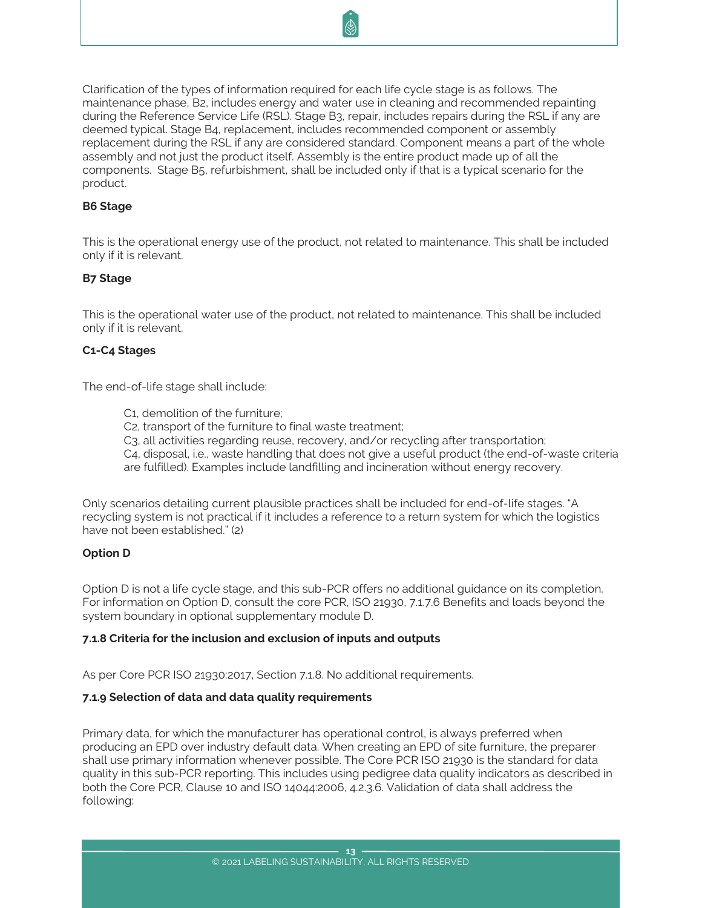Clarification of the types of information required for each life cycle stage is as follows. The maintenance phase, B2, includes energy and water use in cleaning and recommended repainting during the Reference Service Life (RSL). Stage B3, repair, includes repairs during the RSL if any are deemed typical. Stage B4, replacement, includes recommended component or assembly replacement during the RSL if any are considered standard. Component means a part of the whole assembly and not just the product itself. Assembly is the entire product made up of all the components. Stage B5, refurbishment, shall be included only if that is a typical scenario for the product.

**B6 Stage**

This is the operational energy use of the product, not related to maintenance. This shall be included only if it is relevant.

**B7 Stage**

This is the operational water use of the product, not related to maintenance. This shall be included only if it is relevant.

**C1-C4 Stages**

The end-of-life stage shall include:

> C1, demolition of the furniture;
> C2, transport of the furniture to final waste treatment;
> C3, all activities regarding reuse, recovery, and/or recycling after transportation;
> C4, disposal, i.e., waste handling that does not give a useful product (the end-of-waste criteria are fulfilled). Examples include landfilling and incineration without energy recovery.

Only scenarios detailing current plausible practices shall be included for end-of-life stages. "A recycling system is not practical if it includes a reference to a return system for which the logistics have not been established." (2)

**Option D**

Option D is not a life cycle stage, and this sub-PCR offers no additional guidance on its completion. For information on Option D, consult the core PCR, ISO 21930, 7.1.7.6 Benefits and loads beyond the system boundary in optional supplementary module D.

**7.1.8 Criteria for the inclusion and exclusion of inputs and outputs**

As per Core PCR ISO 21930:2017, Section 7.1.8. No additional requirements.

**7.1.9 Selection of data and data quality requirements**

Primary data, for which the manufacturer has operational control, is always preferred when producing an EPD over industry default data. When creating an EPD of site furniture, the preparer shall use primary information whenever possible. The Core PCR ISO 21930 is the standard for data quality in this sub-PCR reporting. This includes using pedigree data quality indicators as described in both the Core PCR, Clause 10 and ISO 14044:2006, 4.2.3.6. Validation of data shall address the following: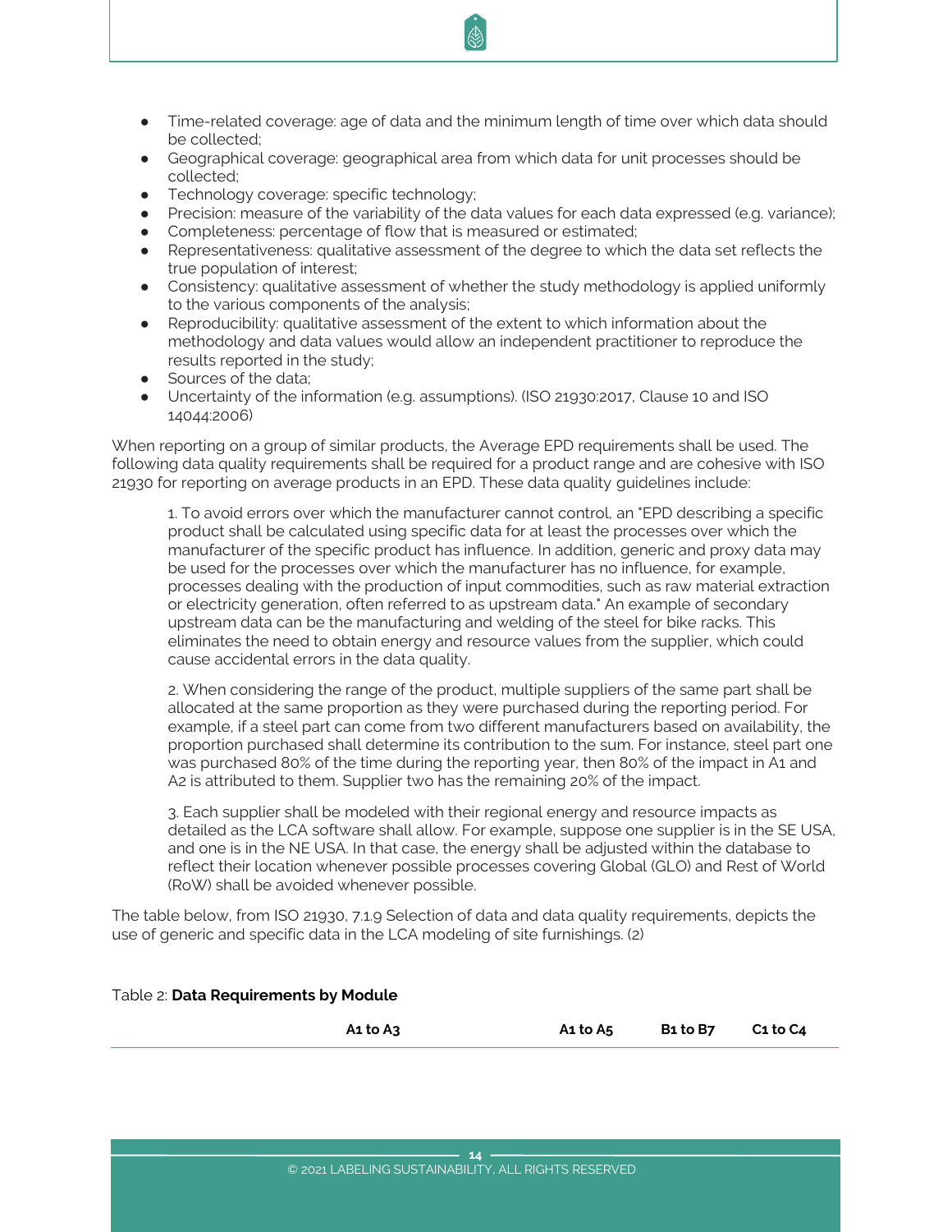- Time-related coverage: age of data and the minimum length of time over which data should be collected;
- Geographical coverage: geographical area from which data for unit processes should be collected;
- Technology coverage: specific technology;
- Precision: measure of the variability of the data values for each data expressed (e.g. variance);
- Completeness: percentage of flow that is measured or estimated;
- Representativeness: qualitative assessment of the degree to which the data set reflects the true population of interest;
- Consistency: qualitative assessment of whether the study methodology is applied uniformly to the various components of the analysis;
- Reproducibility: qualitative assessment of the extent to which information about the methodology and data values would allow an independent practitioner to reproduce the results reported in the study;
- Sources of the data;
- Uncertainty of the information (e.g. assumptions). (ISO 21930:2017, Clause 10 and ISO 14044:2006)

When reporting on a group of similar products, the Average EPD requirements shall be used. The following data quality requirements shall be required for a product range and are cohesive with ISO 21930 for reporting on average products in an EPD. These data quality guidelines include:

> 1. To avoid errors over which the manufacturer cannot control, an "EPD describing a specific product shall be calculated using specific data for at least the processes over which the manufacturer of the specific product has influence. In addition, generic and proxy data may be used for the processes over which the manufacturer has no influence, for example, processes dealing with the production of input commodities, such as raw material extraction or electricity generation, often referred to as upstream data." An example of secondary upstream data can be the manufacturing and welding of the steel for bike racks. This eliminates the need to obtain energy and resource values from the supplier, which could cause accidental errors in the data quality.
>
> 2. When considering the range of the product, multiple suppliers of the same part shall be allocated at the same proportion as they were purchased during the reporting period. For example, if a steel part can come from two different manufacturers based on availability, the proportion purchased shall determine its contribution to the sum. For instance, steel part one was purchased 80% of the time during the reporting year, then 80% of the impact in A1 and A2 is attributed to them. Supplier two has the remaining 20% of the impact.
>
> 3. Each supplier shall be modeled with their regional energy and resource impacts as detailed as the LCA software shall allow. For example, suppose one supplier is in the SE USA, and one is in the NE USA. In that case, the energy shall be adjusted within the database to reflect their location whenever possible processes covering Global (GLO) and Rest of World (RoW) shall be avoided whenever possible.

The table below, from ISO 21930, 7.1.9 Selection of data and data quality requirements, depicts the use of generic and specific data in the LCA modeling of site furnishings. (2)

Table 2: **Data Requirements by Module**

| | A1 to A3 | A1 to A5 | B1 to B7 | C1 to C4 |
|---|---|---|---|---|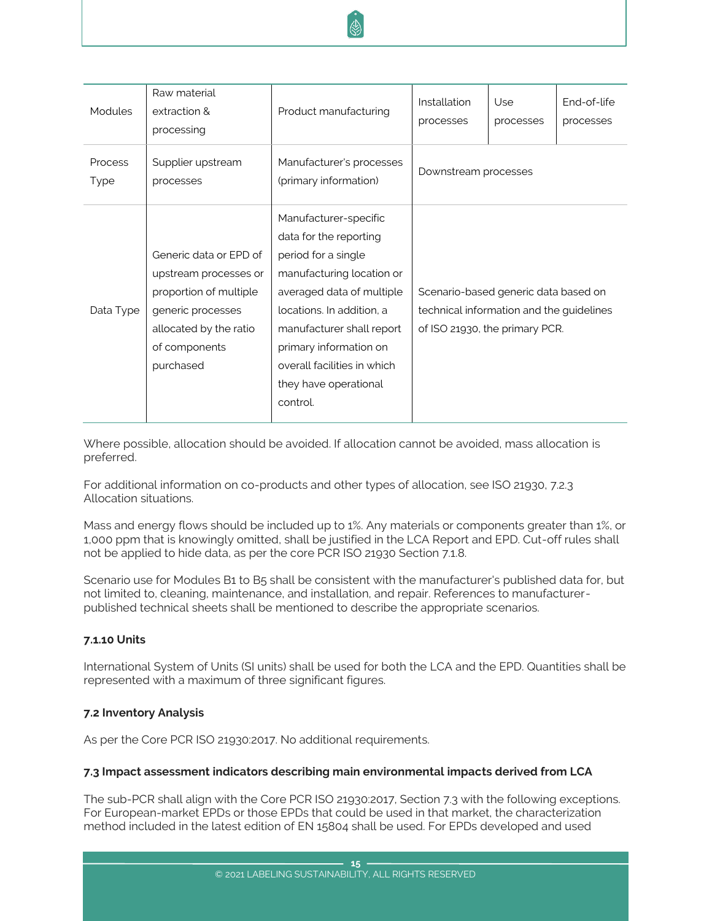| Modules | Raw material extraction & processing | Product manufacturing | Installation processes | Use processes | End-of-life processes |
|---|---|---|---|---|---|
| Process Type | Supplier upstream processes | Manufacturer's processes (primary information) | Downstream processes | | |
| Data Type | Generic data or EPD of upstream processes or proportion of multiple generic processes allocated by the ratio of components purchased | Manufacturer-specific data for the reporting period for a single manufacturing location or averaged data of multiple locations. In addition, a manufacturer shall report primary information on overall facilities in which they have operational control. | Scenario-based generic data based on technical information and the guidelines of ISO 21930, the primary PCR. | | |

Where possible, allocation should be avoided. If allocation cannot be avoided, mass allocation is preferred.

For additional information on co-products and other types of allocation, see ISO 21930, 7.2.3 Allocation situations.

Mass and energy flows should be included up to 1%. Any materials or components greater than 1%, or 1,000 ppm that is knowingly omitted, shall be justified in the LCA Report and EPD. Cut-off rules shall not be applied to hide data, as per the core PCR ISO 21930 Section 7.1.8.

Scenario use for Modules B1 to B5 shall be consistent with the manufacturer's published data for, but not limited to, cleaning, maintenance, and installation, and repair. References to manufacturer-published technical sheets shall be mentioned to describe the appropriate scenarios.

#### 7.1.10 Units

International System of Units (SI units) shall be used for both the LCA and the EPD. Quantities shall be represented with a maximum of three significant figures.

### 7.2 Inventory Analysis

As per the Core PCR ISO 21930:2017. No additional requirements.

### 7.3 Impact assessment indicators describing main environmental impacts derived from LCA

The sub-PCR shall align with the Core PCR ISO 21930:2017, Section 7.3 with the following exceptions. For European-market EPDs or those EPDs that could be used in that market, the characterization method included in the latest edition of EN 15804 shall be used. For EPDs developed and used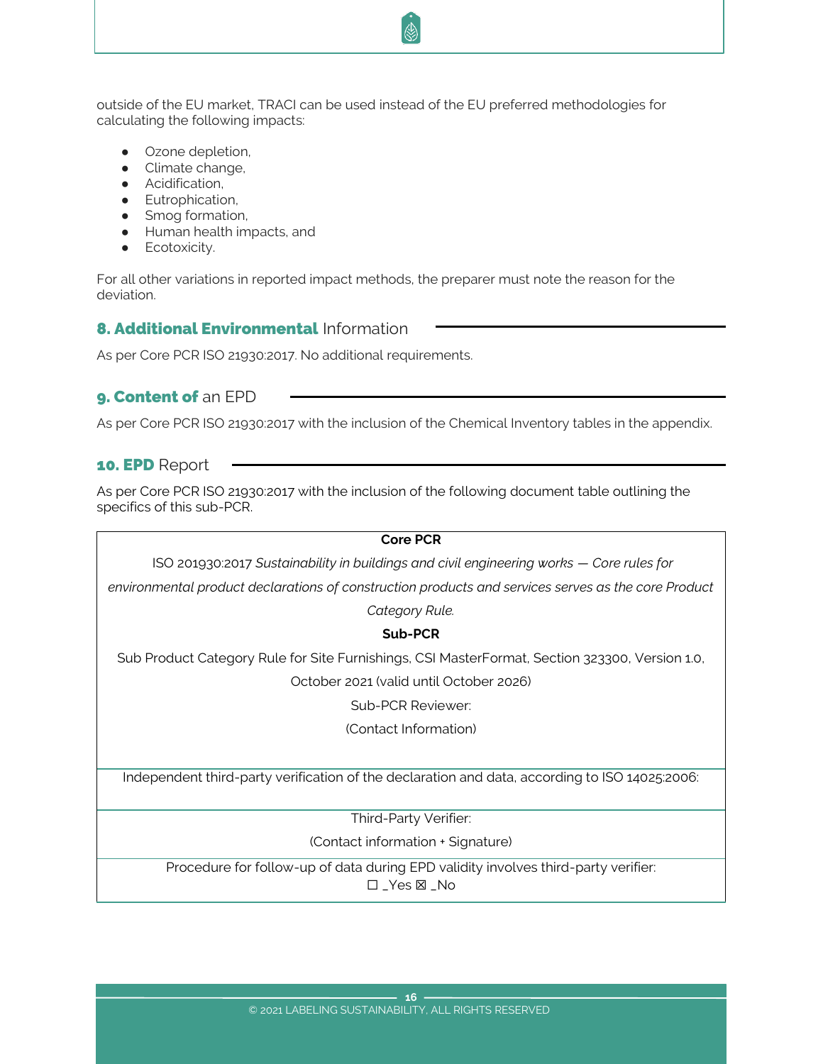outside of the EU market, TRACI can be used instead of the EU preferred methodologies for calculating the following impacts:

- Ozone depletion,
- Climate change,
- Acidification,
- Eutrophication,
- Smog formation,
- Human health impacts, and
- Ecotoxicity.

For all other variations in reported impact methods, the preparer must note the reason for the deviation.

## 8. Additional Environmental Information

As per Core PCR ISO 21930:2017. No additional requirements.

## 9. Content of an EPD

As per Core PCR ISO 21930:2017 with the inclusion of the Chemical Inventory tables in the appendix.

## 10. EPD Report

As per Core PCR ISO 21930:2017 with the inclusion of the following document table outlining the specifics of this sub-PCR.

| **Core PCR** |
|---|
| ISO 201930:2017 *Sustainability in buildings and civil engineering works — Core rules for environmental product declarations of construction products and services serves as the core Product Category Rule.* |
| **Sub-PCR** |
| Sub Product Category Rule for Site Furnishings, CSI MasterFormat, Section 323300, Version 1.0, October 2021 (valid until October 2026)<br>Sub-PCR Reviewer:<br>(Contact Information) |
| Independent third-party verification of the declaration and data, according to ISO 14025:2006: |
| Third-Party Verifier:<br>(Contact information + Signature) |
| Procedure for follow-up of data during EPD validity involves third-party verifier:<br>☐ _Yes ☒ _No |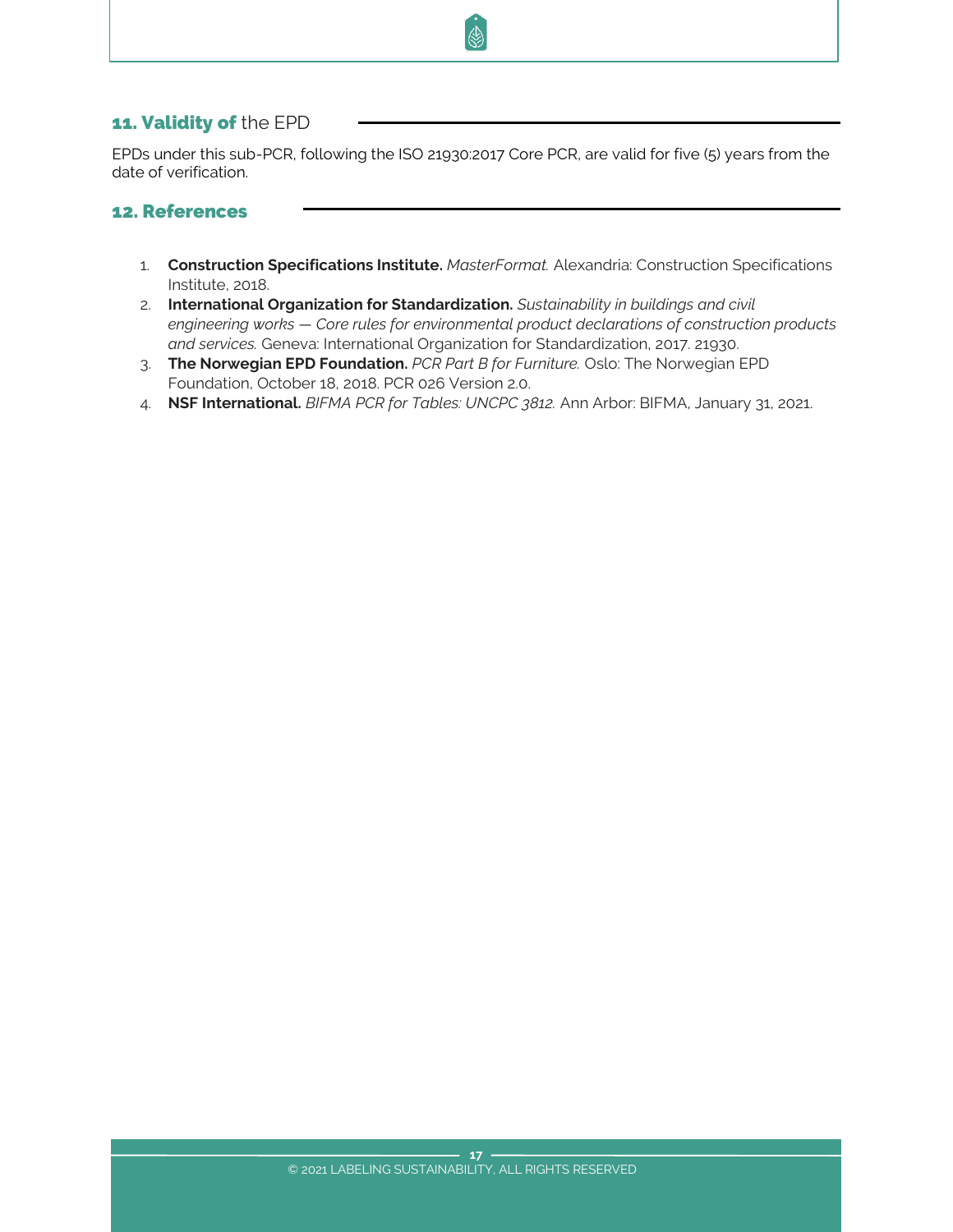## 11. Validity of the EPD

EPDs under this sub-PCR, following the ISO 21930:2017 Core PCR, are valid for five (5) years from the date of verification.

## 12. References

1. **Construction Specifications Institute.** *MasterFormat.* Alexandria: Construction Specifications Institute, 2018.
2. **International Organization for Standardization.** *Sustainability in buildings and civil engineering works — Core rules for environmental product declarations of construction products and services.* Geneva: International Organization for Standardization, 2017. 21930.
3. **The Norwegian EPD Foundation.** *PCR Part B for Furniture.* Oslo: The Norwegian EPD Foundation, October 18, 2018. PCR 026 Version 2.0.
4. **NSF International.** *BIFMA PCR for Tables: UNCPC 3812.* Ann Arbor: BIFMA, January 31, 2021.